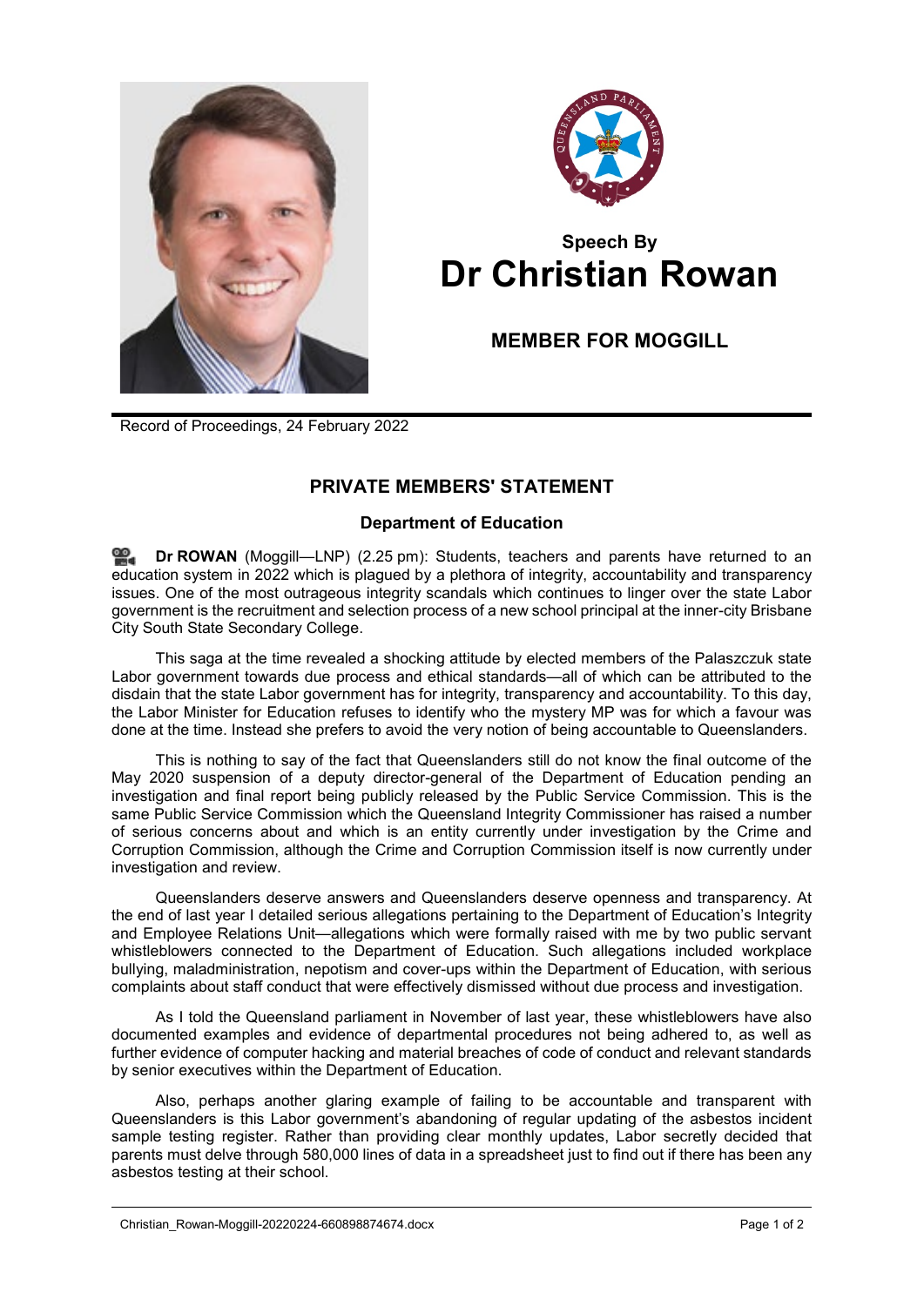# Speech By
# Dr Christian Rowan

## MEMBER FOR MOGGILL

Record of Proceedings, 24 February 2022

## PRIVATE MEMBERS' STATEMENT

### Department of Education

**Dr ROWAN** (Moggill—LNP) (2.25 pm): Students, teachers and parents have returned to an education system in 2022 which is plagued by a plethora of integrity, accountability and transparency issues. One of the most outrageous integrity scandals which continues to linger over the state Labor government is the recruitment and selection process of a new school principal at the inner-city Brisbane City South State Secondary College.

This saga at the time revealed a shocking attitude by elected members of the Palaszczuk state Labor government towards due process and ethical standards—all of which can be attributed to the disdain that the state Labor government has for integrity, transparency and accountability. To this day, the Labor Minister for Education refuses to identify who the mystery MP was for which a favour was done at the time. Instead she prefers to avoid the very notion of being accountable to Queenslanders.

This is nothing to say of the fact that Queenslanders still do not know the final outcome of the May 2020 suspension of a deputy director-general of the Department of Education pending an investigation and final report being publicly released by the Public Service Commission. This is the same Public Service Commission which the Queensland Integrity Commissioner has raised a number of serious concerns about and which is an entity currently under investigation by the Crime and Corruption Commission, although the Crime and Corruption Commission itself is now currently under investigation and review.

Queenslanders deserve answers and Queenslanders deserve openness and transparency. At the end of last year I detailed serious allegations pertaining to the Department of Education's Integrity and Employee Relations Unit—allegations which were formally raised with me by two public servant whistleblowers connected to the Department of Education. Such allegations included workplace bullying, maladministration, nepotism and cover-ups within the Department of Education, with serious complaints about staff conduct that were effectively dismissed without due process and investigation.

As I told the Queensland parliament in November of last year, these whistleblowers have also documented examples and evidence of departmental procedures not being adhered to, as well as further evidence of computer hacking and material breaches of code of conduct and relevant standards by senior executives within the Department of Education.

Also, perhaps another glaring example of failing to be accountable and transparent with Queenslanders is this Labor government's abandoning of regular updating of the asbestos incident sample testing register. Rather than providing clear monthly updates, Labor secretly decided that parents must delve through 580,000 lines of data in a spreadsheet just to find out if there has been any asbestos testing at their school.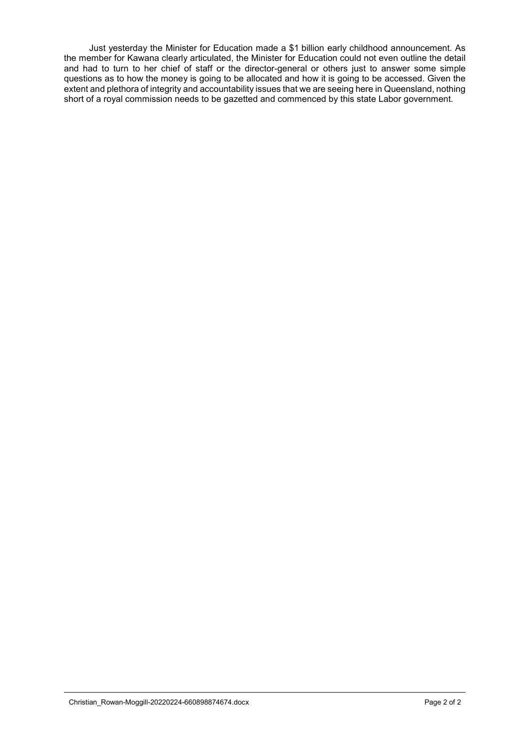Just yesterday the Minister for Education made a $1 billion early childhood announcement. As the member for Kawana clearly articulated, the Minister for Education could not even outline the detail and had to turn to her chief of staff or the director-general or others just to answer some simple questions as to how the money is going to be allocated and how it is going to be accessed. Given the extent and plethora of integrity and accountability issues that we are seeing here in Queensland, nothing short of a royal commission needs to be gazetted and commenced by this state Labor government.